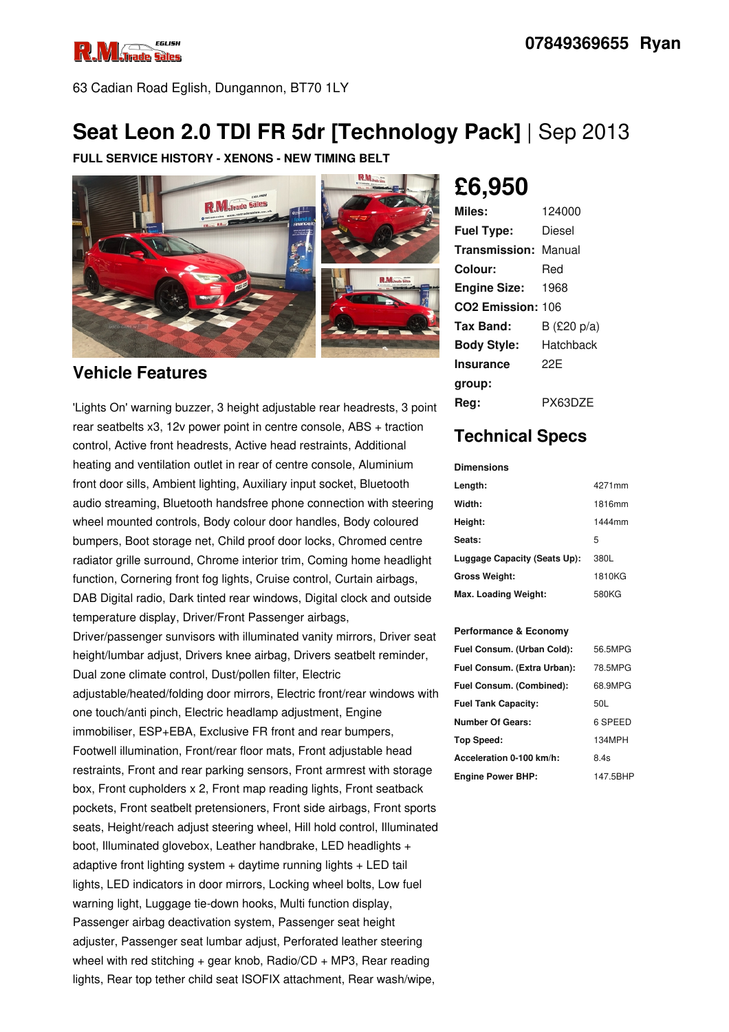07849369655 Ryan

63 Cadian Road Eglish, Dungannon, BT70 1LY

# Seat Leon 2.0 TDI FR 5dr [Technology Pack] | Sep 2013

**FULL SERVICE HISTORY - XENONS - NEW TIMING BELT**

## £6,950

| | |
|---|---|
| **Miles:** | 124000 |
| **Fuel Type:** | Diesel |
| **Transmission:** | Manual |
| **Colour:** | Red |
| **Engine Size:** | 1968 |
| **CO2 Emission:** | 106 |
| **Tax Band:** | B (£20 p/a) |
| **Body Style:** | Hatchback |
| **Insurance group:** | 22E |
| **Reg:** | PX63DZE |

## Technical Specs

**Dimensions**

| | |
|---|---|
| **Length:** | 4271mm |
| **Width:** | 1816mm |
| **Height:** | 1444mm |
| **Seats:** | 5 |
| **Luggage Capacity (Seats Up):** | 380L |
| **Gross Weight:** | 1810KG |
| **Max. Loading Weight:** | 580KG |

**Performance & Economy**

| | |
|---|---|
| **Fuel Consum. (Urban Cold):** | 56.5MPG |
| **Fuel Consum. (Extra Urban):** | 78.5MPG |
| **Fuel Consum. (Combined):** | 68.9MPG |
| **Fuel Tank Capacity:** | 50L |
| **Number Of Gears:** | 6 SPEED |
| **Top Speed:** | 134MPH |
| **Acceleration 0-100 km/h:** | 8.4s |
| **Engine Power BHP:** | 147.5BHP |

## Vehicle Features

'Lights On' warning buzzer, 3 height adjustable rear headrests, 3 point rear seatbelts x3, 12v power point in centre console, ABS + traction control, Active front headrests, Active head restraints, Additional heating and ventilation outlet in rear of centre console, Aluminium front door sills, Ambient lighting, Auxiliary input socket, Bluetooth audio streaming, Bluetooth handsfree phone connection with steering wheel mounted controls, Body colour door handles, Body coloured bumpers, Boot storage net, Child proof door locks, Chromed centre radiator grille surround, Chrome interior trim, Coming home headlight function, Cornering front fog lights, Cruise control, Curtain airbags, DAB Digital radio, Dark tinted rear windows, Digital clock and outside temperature display, Driver/Front Passenger airbags, Driver/passenger sunvisors with illuminated vanity mirrors, Driver seat height/lumbar adjust, Drivers knee airbag, Drivers seatbelt reminder, Dual zone climate control, Dust/pollen filter, Electric adjustable/heated/folding door mirrors, Electric front/rear windows with one touch/anti pinch, Electric headlamp adjustment, Engine immobiliser, ESP+EBA, Exclusive FR front and rear bumpers, Footwell illumination, Front/rear floor mats, Front adjustable head restraints, Front and rear parking sensors, Front armrest with storage box, Front cupholders x 2, Front map reading lights, Front seatback pockets, Front seatbelt pretensioners, Front side airbags, Front sports seats, Height/reach adjust steering wheel, Hill hold control, Illuminated boot, Illuminated glovebox, Leather handbrake, LED headlights + adaptive front lighting system + daytime running lights + LED tail lights, LED indicators in door mirrors, Locking wheel bolts, Low fuel warning light, Luggage tie-down hooks, Multi function display, Passenger airbag deactivation system, Passenger seat height adjuster, Passenger seat lumbar adjust, Perforated leather steering wheel with red stitching + gear knob, Radio/CD + MP3, Rear reading lights, Rear top tether child seat ISOFIX attachment, Rear wash/wipe,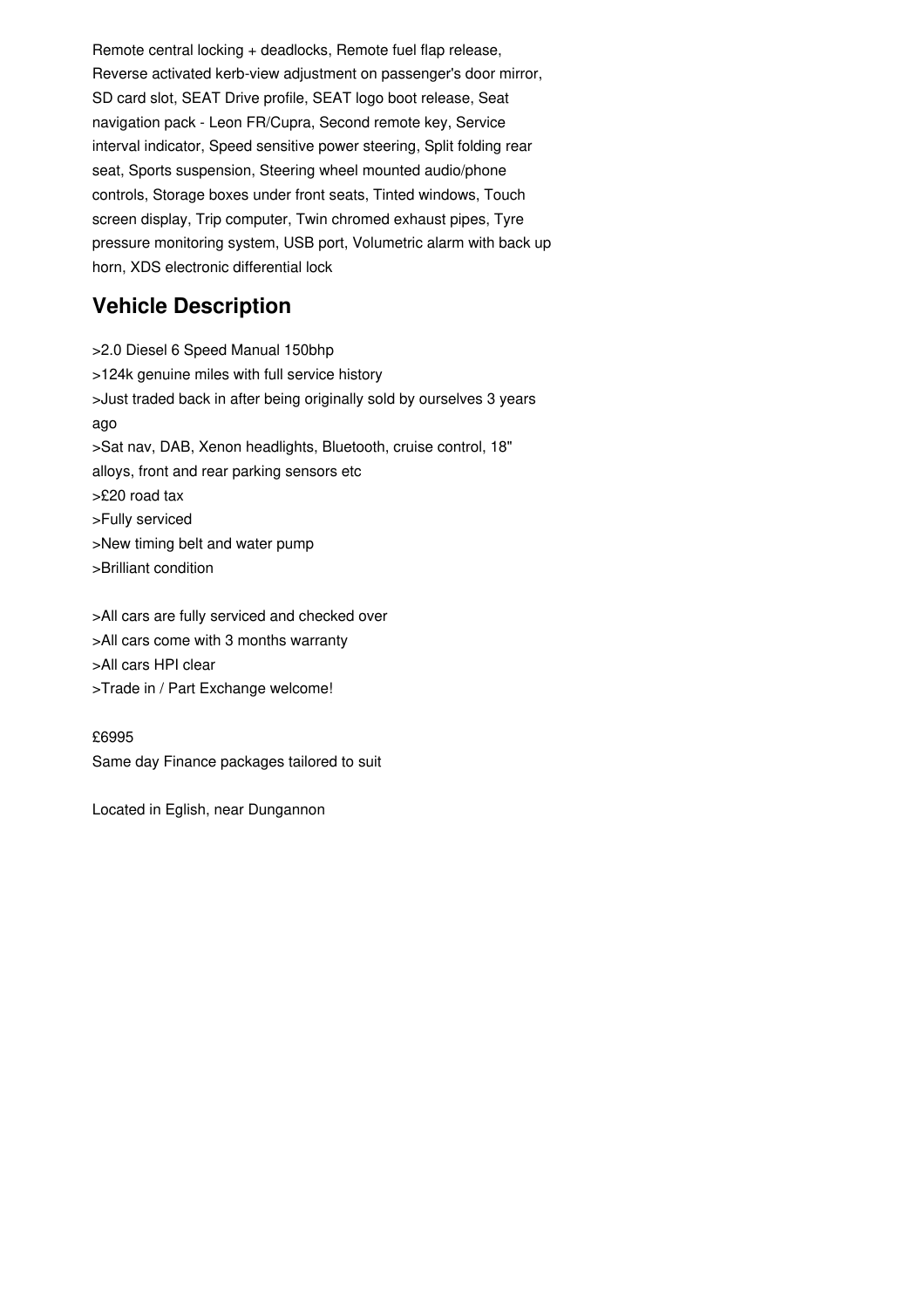Remote central locking + deadlocks, Remote fuel flap release, Reverse activated kerb-view adjustment on passenger's door mirror, SD card slot, SEAT Drive profile, SEAT logo boot release, Seat navigation pack - Leon FR/Cupra, Second remote key, Service interval indicator, Speed sensitive power steering, Split folding rear seat, Sports suspension, Steering wheel mounted audio/phone controls, Storage boxes under front seats, Tinted windows, Touch screen display, Trip computer, Twin chromed exhaust pipes, Tyre pressure monitoring system, USB port, Volumetric alarm with back up horn, XDS electronic differential lock

## Vehicle Description

>2.0 Diesel 6 Speed Manual 150bhp
>124k genuine miles with full service history
>Just traded back in after being originally sold by ourselves 3 years ago
>Sat nav, DAB, Xenon headlights, Bluetooth, cruise control, 18" alloys, front and rear parking sensors etc
>£20 road tax
>Fully serviced
>New timing belt and water pump
>Brilliant condition

>All cars are fully serviced and checked over
>All cars come with 3 months warranty
>All cars HPI clear
>Trade in / Part Exchange welcome!

£6995
Same day Finance packages tailored to suit

Located in Eglish, near Dungannon